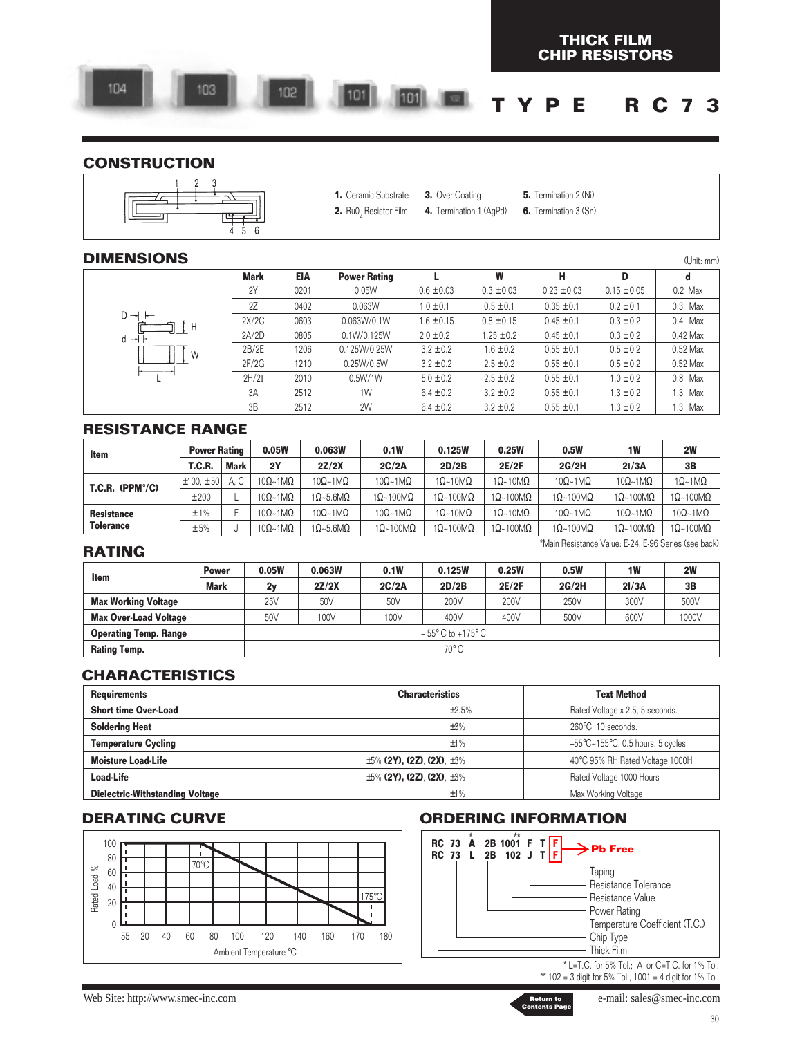# THICK FILM CHIP RESISTORS

# TYPE RC73

## CONSTRUCTION

1. Ceramic Substrate
2. $RuO_2$ Resistor Film
3. Over Coating
4. Termination 1 (AgPd)
5. Termination 2 (Ni)
6. Termination 3 (Sn)

## DIMENSIONS

(Unit: mm)

| Mark | EIA | Power Rating | L | W | H | D | d |
|---|---|---|---|---|---|---|---|
| 2Y | 0201 | 0.05W | 0.6 ±0.03 | 0.3 ±0.03 | 0.23 ±0.03 | 0.15 ±0.05 | 0.2 Max |
| 2Z | 0402 | 0.063W | 1.0 ±0.1 | 0.5 ±0.1 | 0.35 ±0.1 | 0.2 ±0.1 | 0.3 Max |
| 2X/2C | 0603 | 0.063W/0.1W | 1.6 ±0.15 | 0.8 ±0.15 | 0.45 ±0.1 | 0.3 ±0.2 | 0.4 Max |
| 2A/2D | 0805 | 0.1W/0.125W | 2.0 ±0.2 | 1.25 ±0.2 | 0.45 ±0.1 | 0.3 ±0.2 | 0.42 Max |
| 2B/2E | 1206 | 0.125W/0.25W | 3.2 ±0.2 | 1.6 ±0.2 | 0.55 ±0.1 | 0.5 ±0.2 | 0.52 Max |
| 2F/2G | 1210 | 0.25W/0.5W | 3.2 ±0.2 | 2.5 ±0.2 | 0.55 ±0.1 | 0.5 ±0.2 | 0.52 Max |
| 2H/2I | 2010 | 0.5W/1W | 5.0 ±0.2 | 2.5 ±0.2 | 0.55 ±0.1 | 1.0 ±0.2 | 0.8 Max |
| 3A | 2512 | 1W | 6.4 ±0.2 | 3.2 ±0.2 | 0.55 ±0.1 | 1.3 ±0.2 | 1.3 Max |
| 3B | 2512 | 2W | 6.4 ±0.2 | 3.2 ±0.2 | 0.55 ±0.1 | 1.3 ±0.2 | 1.3 Max |

## RESISTANCE RANGE

| Item | Power Rating | | 0.05W | 0.063W | 0.1W | 0.125W | 0.25W | 0.5W | 1W | 2W |
|---|---|---|---|---|---|---|---|---|---|---|
| | T.C.R. | Mark | 2Y | 2Z/2X | 2C/2A | 2D/2B | 2E/2F | 2G/2H | 2I/3A | 3B |
| T.C.R. (PPM/°C) | ±100, ±50 | A, C | 10Ω~1MΩ | 10Ω~1MΩ | 10Ω~1MΩ | 1Ω~10MΩ | 1Ω~10MΩ | 10Ω~1MΩ | 10Ω~1MΩ | 1Ω~1MΩ |
| | ±200 | L | 10Ω~1MΩ | 1Ω~5.6MΩ | 1Ω~100MΩ | 1Ω~100MΩ | 1Ω~100MΩ | 1Ω~100MΩ | 1Ω~100MΩ | 1Ω~100MΩ |
| Resistance Tolerance | ±1% | F | 10Ω~1MΩ | 10Ω~1MΩ | 10Ω~1MΩ | 1Ω~10MΩ | 1Ω~10MΩ | 10Ω~1MΩ | 10Ω~1MΩ | 10Ω~1MΩ |
| | ±5% | J | 10Ω~1MΩ | 1Ω~5.6MΩ | 1Ω~100MΩ | 1Ω~100MΩ | 1Ω~100MΩ | 1Ω~100MΩ | 1Ω~100MΩ | 1Ω~100MΩ |

*Main Resistance Value: E-24, E-96 Series (see back)

## RATING

| Item | Power | 0.05W | 0.063W | 0.1W | 0.125W | 0.25W | 0.5W | 1W | 2W |
|---|---|---|---|---|---|---|---|---|---|
| | Mark | 2y | 2Z/2X | 2C/2A | 2D/2B | 2E/2F | 2G/2H | 2I/3A | 3B |
| Max Working Voltage | | 25V | 50V | 50V | 200V | 200V | 250V | 300V | 500V |
| Max Over-Load Voltage | | 50V | 100V | 100V | 400V | 400V | 500V | 600V | 1000V |
| Operating Temp. Range | | –55°C to +175°C | | | | | | | |
| Rating Temp. | | 70°C | | | | | | | |

## CHARACTERISTICS

| Requirements | Characteristics | Text Method |
|---|---|---|
| Short time Over-Load | ±2.5% | Rated Voltage x 2.5, 5 seconds. |
| Soldering Heat | ±3% | 260°C, 10 seconds. |
| Temperature Cycling | ±1% | –55°C~155°C, 0.5 hours, 5 cycles |
| Moisture Load-Life | ±5% **(2Y), (2Z), (2X)**, ±3% | 40°C 95% RH Rated Voltage 1000H |
| Load-Life | ±5% **(2Y), (2Z), (2X)**, ±3% | Rated Voltage 1000 Hours |
| Dielectric-Withstanding Voltage | ±1% | Max Working Voltage |

## DERATING CURVE

Rated Load % (0–100) vs. Ambient Temperature °C (–55 to 180); 100% up to 70°C, linearly derated to 0% at 175°C.

## ORDERING INFORMATION

```
RC 73 A*  2B 1001** F T F
RC 73 L   2B 102    J T F
```

- F → Pb Free
- T → Taping
- F / J → Resistance Tolerance
- 1001 / 102 → Resistance Value
- 2B → Power Rating
- A / L → Temperature Coefficient (T.C.)
- 73 → Chip Type
- RC → Thick Film

\* L=T.C. for 5% Tol.; A or C=T.C. for 1% Tol.

** 102 = 3 digit for 5% Tol., 1001 = 4 digit for 1% Tol.

Web Site: http://www.smec-inc.com

Return to Contents Page

e-mail: sales@smec-inc.com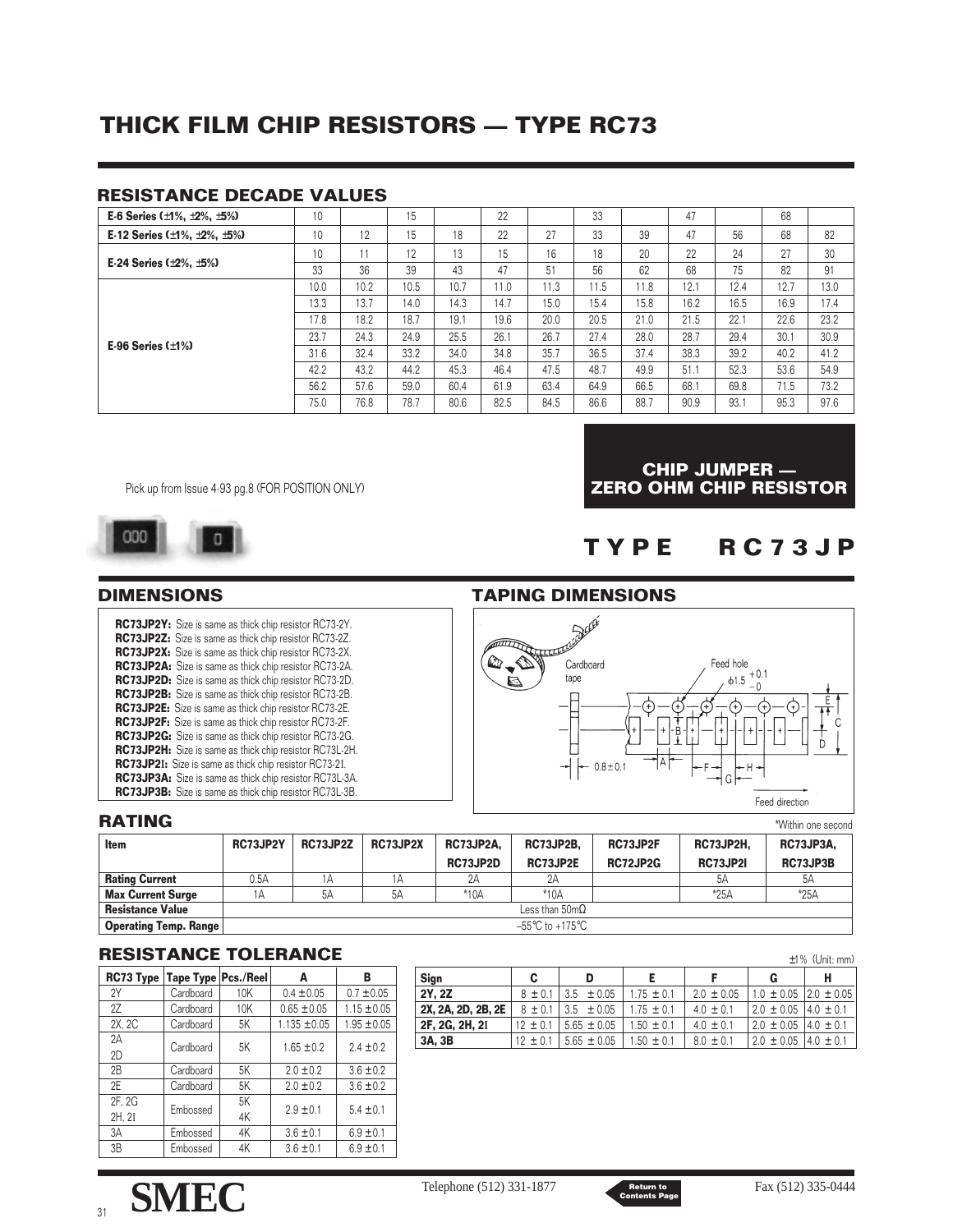# THICK FILM CHIP RESISTORS — TYPE RC73

## RESISTANCE DECADE VALUES

| | | | | | | | | | | | | |
|---|---|---|---|---|---|---|---|---|---|---|---|---|
| **E-6 Series (±1%, ±2%, ±5%)** | 10 | | 15 | | 22 | | 33 | | 47 | | 68 | |
| **E-12 Series (±1%, ±2%, ±5%)** | 10 | 12 | 15 | 18 | 22 | 27 | 33 | 39 | 47 | 56 | 68 | 82 |
| **E-24 Series (±2%, ±5%)** | 10 | 11 | 12 | 13 | 15 | 16 | 18 | 20 | 22 | 24 | 27 | 30 |
| | 33 | 36 | 39 | 43 | 47 | 51 | 56 | 62 | 68 | 75 | 82 | 91 |
| **E-96 Series (±1%)** | 10.0 | 10.2 | 10.5 | 10.7 | 11.0 | 11.3 | 11.5 | 11.8 | 12.1 | 12.4 | 12.7 | 13.0 |
| | 13.3 | 13.7 | 14.0 | 14.3 | 14.7 | 15.0 | 15.4 | 15.8 | 16.2 | 16.5 | 16.9 | 17.4 |
| | 17.8 | 18.2 | 18.7 | 19.1 | 19.6 | 20.0 | 20.5 | 21.0 | 21.5 | 22.1 | 22.6 | 23.2 |
| | 23.7 | 24.3 | 24.9 | 25.5 | 26.1 | 26.7 | 27.4 | 28.0 | 28.7 | 29.4 | 30.1 | 30.9 |
| | 31.6 | 32.4 | 33.2 | 34.0 | 34.8 | 35.7 | 36.5 | 37.4 | 38.3 | 39.2 | 40.2 | 41.2 |
| | 42.2 | 43.2 | 44.2 | 45.3 | 46.4 | 47.5 | 48.7 | 49.9 | 51.1 | 52.3 | 53.6 | 54.9 |
| | 56.2 | 57.6 | 59.0 | 60.4 | 61.9 | 63.4 | 64.9 | 66.5 | 68.1 | 69.8 | 71.5 | 73.2 |
| | 75.0 | 76.8 | 78.7 | 80.6 | 82.5 | 84.5 | 86.6 | 88.7 | 90.9 | 93.1 | 95.3 | 97.6 |

## CHIP JUMPER — ZERO OHM CHIP RESISTOR

Pick up from Issue 4-93 pg.8 (FOR POSITION ONLY)

# TYPE RC73JP

## DIMENSIONS

**RC73JP2Y:** Size is same as thick chip resistor RC73-2Y.
**RC73JP2Z:** Size is same as thick chip resistor RC73-2Z.
**RC73JP2X:** Size is same as thick chip resistor RC73-2X.
**RC73JP2A:** Size is same as thick chip resistor RC73-2A.
**RC73JP2D:** Size is same as thick chip resistor RC73-2D.
**RC73JP2B:** Size is same as thick chip resistor RC73-2B.
**RC73JP2E:** Size is same as thick chip resistor RC73-2E.
**RC73JP2F:** Size is same as thick chip resistor RC73-2F.
**RC73JP2G:** Size is same as thick chip resistor RC73-2G.
**RC73JP2H:** Size is same as thick chip resistor RC73L-2H.
**RC73JP2I:** Size is same as thick chip resistor RC73-2I.
**RC73JP3A:** Size is same as thick chip resistor RC73L-3A.
**RC73JP3B:** Size is same as thick chip resistor RC73L-3B.

## TAPING DIMENSIONS

Cardboard tape
Feed hole
ϕ1.5 +0.1 −0
0.8±0.1
A B C D E F G H
Feed direction

## RATING

*Within one second

| Item | RC73JP2Y | RC73JP2Z | RC73JP2X | RC73JP2A, RC73JP2D | RC73JP2B, RC73JP2E | RC73JP2F RC72JP2G | RC73JP2H, RC73JP2I | RC73JP3A, RC73JP3B |
|---|---|---|---|---|---|---|---|---|
| **Rating Current** | 0.5A | 1A | 1A | 2A | 2A | | 5A | 5A |
| **Max Current Surge** | 1A | 5A | 5A | *10A | *10A | | *25A | *25A |
| **Resistance Value** | Less than 50mΩ | | | | | | | |
| **Operating Temp. Range** | −55°C to +175°C | | | | | | | |

## RESISTANCE TOLERANCE

±1% (Unit: mm)

| RC73 Type | Tape Type | Pcs./Reel | A | B |
|---|---|---|---|---|
| 2Y | Cardboard | 10K | 0.4 ±0.05 | 0.7 ±0.05 |
| 2Z | Cardboard | 10K | 0.65 ±0.05 | 1.15 ±0.05 |
| 2X, 2C | Cardboard | 5K | 1.135 ±0.05 | 1.95 ±0.05 |
| 2A 2D | Cardboard | 5K | 1.65 ±0.2 | 2.4 ±0.2 |
| 2B | Cardboard | 5K | 2.0 ±0.2 | 3.6 ±0.2 |
| 2E | Cardboard | 5K | 2.0 ±0.2 | 3.6 ±0.2 |
| 2F, 2G 2H, 2I | Embossed | 5K 4K | 2.9 ±0.1 | 5.4 ±0.1 |
| 3A | Embossed | 4K | 3.6 ±0.1 | 6.9 ±0.1 |
| 3B | Embossed | 4K | 3.6 ±0.1 | 6.9 ±0.1 |

| Sign | C | D | E | F | G | H |
|---|---|---|---|---|---|---|
| **2Y, 2Z** | 8 ± 0.1 | 3.5 ± 0.05 | 1.75 ± 0.1 | 2.0 ± 0.05 | 1.0 ± 0.05 | 2.0 ± 0.05 |
| **2X, 2A, 2D, 2B, 2E** | 8 ± 0.1 | 3.5 ± 0.05 | 1.75 ± 0.1 | 4.0 ± 0.1 | 2.0 ± 0.05 | 4.0 ± 0.1 |
| **2F, 2G, 2H, 2I** | 12 ± 0.1 | 5.65 ± 0.05 | 1.50 ± 0.1 | 4.0 ± 0.1 | 2.0 ± 0.05 | 4.0 ± 0.1 |
| **3A, 3B** | 12 ± 0.1 | 5.65 ± 0.05 | 1.50 ± 0.1 | 8.0 ± 0.1 | 2.0 ± 0.05 | 4.0 ± 0.1 |

**SMEC** Telephone (512) 331-1877 Return to Contents Page Fax (512) 335-0444